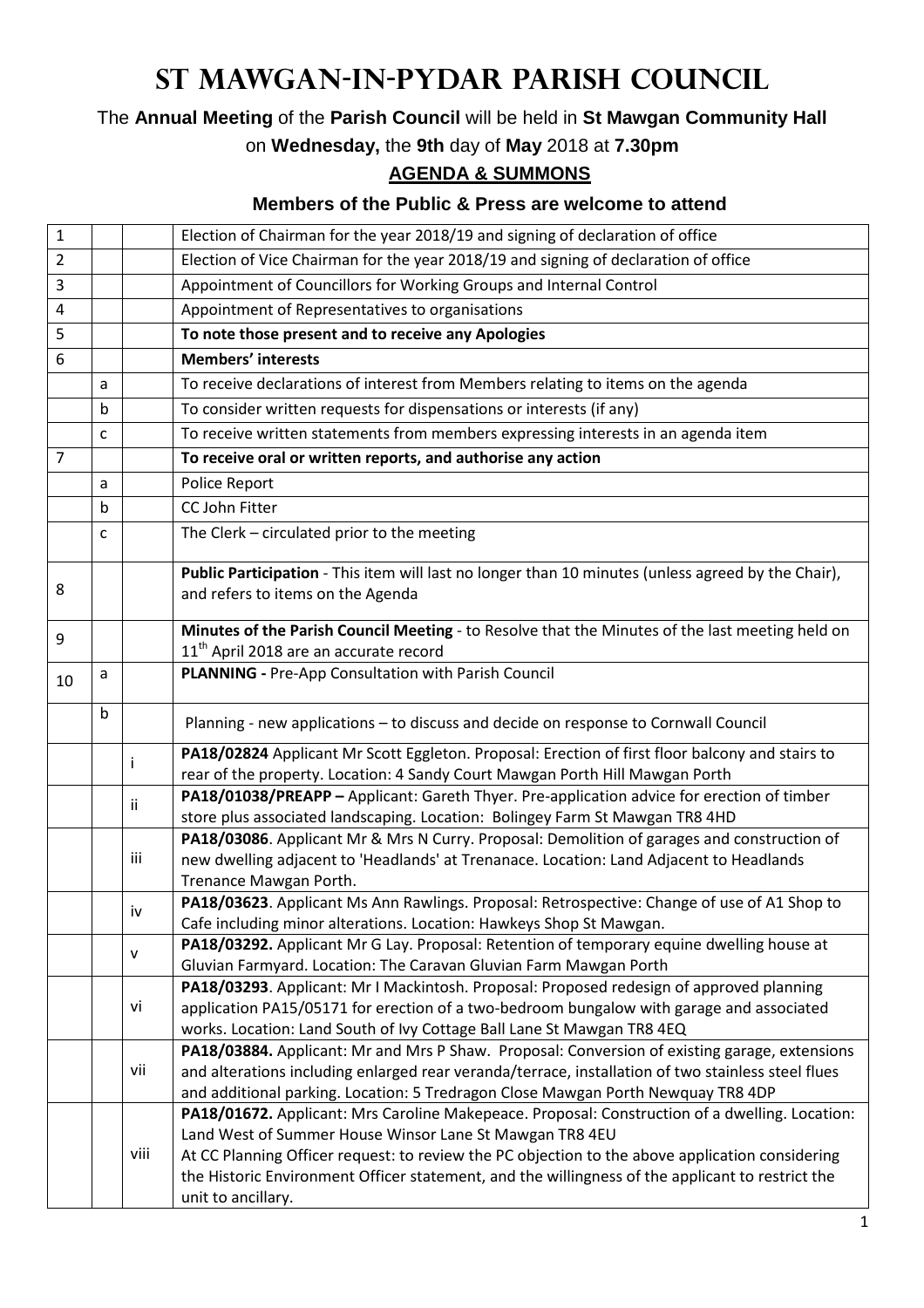# St Mawgan-in-Pydar Parish Council

The **Annual Meeting** of the **Parish Council** will be held in **St Mawgan Community Hall**

on **Wednesday,** the **9th** day of **May** 2018 at **7.30pm**

## AGENDA & SUMMONS

### Members of the Public & Press are welcome to attend

| | | | |
|---|---|---|---|
| 1 | | | Election of Chairman for the year 2018/19 and signing of declaration of office |
| 2 | | | Election of Vice Chairman for the year 2018/19 and signing of declaration of office |
| 3 | | | Appointment of Councillors for Working Groups and Internal Control |
| 4 | | | Appointment of Representatives to organisations |
| 5 | | | **To note those present and to receive any Apologies** |
| 6 | | | **Members' interests** |
| | a | | To receive declarations of interest from Members relating to items on the agenda |
| | b | | To consider written requests for dispensations or interests (if any) |
| | c | | To receive written statements from members expressing interests in an agenda item |
| 7 | | | **To receive oral or written reports, and authorise any action** |
| | a | | Police Report |
| | b | | CC John Fitter |
| | c | | The Clerk – circulated prior to the meeting |
| 8 | | | **Public Participation** - This item will last no longer than 10 minutes (unless agreed by the Chair), and refers to items on the Agenda |
| 9 | | | **Minutes of the Parish Council Meeting** - to Resolve that the Minutes of the last meeting held on 11th April 2018 are an accurate record |
| 10 | a | | **PLANNING -** Pre-App Consultation with Parish Council |
| | b | | Planning - new applications – to discuss and decide on response to Cornwall Council |
| | | i | **PA18/02824** Applicant Mr Scott Eggleton. Proposal: Erection of first floor balcony and stairs to rear of the property. Location: 4 Sandy Court Mawgan Porth Hill Mawgan Porth |
| | | ii | **PA18/01038/PREAPP –** Applicant: Gareth Thyer. Pre-application advice for erection of timber store plus associated landscaping. Location: Bolingey Farm St Mawgan TR8 4HD |
| | | iii | **PA18/03086**. Applicant Mr & Mrs N Curry. Proposal: Demolition of garages and construction of new dwelling adjacent to 'Headlands' at Trenanace. Location: Land Adjacent to Headlands Trenance Mawgan Porth. |
| | | iv | **PA18/03623**. Applicant Ms Ann Rawlings. Proposal: Retrospective: Change of use of A1 Shop to Cafe including minor alterations. Location: Hawkeys Shop St Mawgan. |
| | | v | **PA18/03292.** Applicant Mr G Lay. Proposal: Retention of temporary equine dwelling house at Gluvian Farmyard. Location: The Caravan Gluvian Farm Mawgan Porth |
| | | vi | **PA18/03293**. Applicant: Mr I Mackintosh. Proposal: Proposed redesign of approved planning application PA15/05171 for erection of a two-bedroom bungalow with garage and associated works. Location: Land South of Ivy Cottage Ball Lane St Mawgan TR8 4EQ |
| | | vii | **PA18/03884.** Applicant: Mr and Mrs P Shaw. Proposal: Conversion of existing garage, extensions and alterations including enlarged rear veranda/terrace, installation of two stainless steel flues and additional parking. Location: 5 Tredragon Close Mawgan Porth Newquay TR8 4DP |
| | | viii | **PA18/01672.** Applicant: Mrs Caroline Makepeace. Proposal: Construction of a dwelling. Location: Land West of Summer House Winsor Lane St Mawgan TR8 4EU<br>At CC Planning Officer request: to review the PC objection to the above application considering the Historic Environment Officer statement, and the willingness of the applicant to restrict the unit to ancillary. |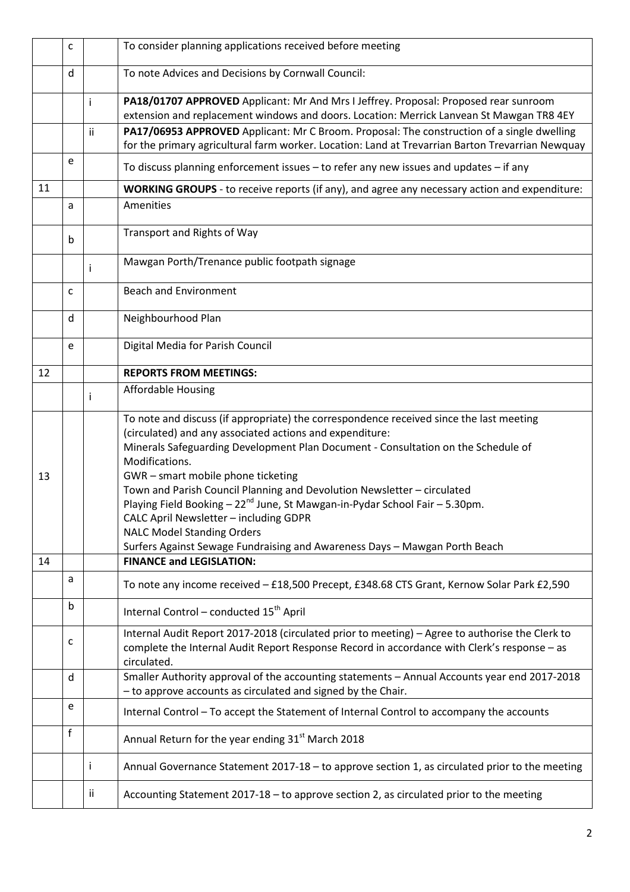| | | | |
|---|---|---|---|
| | c | | To consider planning applications received before meeting |
| | d | | To note Advices and Decisions by Cornwall Council: |
| | | i | **PA18/01707 APPROVED** Applicant: Mr And Mrs I Jeffrey. Proposal: Proposed rear sunroom extension and replacement windows and doors. Location: Merrick Lanvean St Mawgan TR8 4EY |
| | | ii | **PA17/06953 APPROVED** Applicant: Mr C Broom. Proposal: The construction of a single dwelling for the primary agricultural farm worker. Location: Land at Trevarrian Barton Trevarrian Newquay |
| | e | | To discuss planning enforcement issues – to refer any new issues and updates – if any |
| 11 | | | **WORKING GROUPS** - to receive reports (if any), and agree any necessary action and expenditure: |
| | a | | Amenities |
| | b | | Transport and Rights of Way |
| | | i | Mawgan Porth/Trenance public footpath signage |
| | c | | Beach and Environment |
| | d | | Neighbourhood Plan |
| | e | | Digital Media for Parish Council |
| 12 | | | **REPORTS FROM MEETINGS:** |
| | | i | Affordable Housing |
| 13 | | | To note and discuss (if appropriate) the correspondence received since the last meeting (circulated) and any associated actions and expenditure:<br>Minerals Safeguarding Development Plan Document - Consultation on the Schedule of Modifications.<br>GWR – smart mobile phone ticketing<br>Town and Parish Council Planning and Devolution Newsletter – circulated<br>Playing Field Booking – 22nd June, St Mawgan-in-Pydar School Fair – 5.30pm.<br>CALC April Newsletter – including GDPR<br>NALC Model Standing Orders<br>Surfers Against Sewage Fundraising and Awareness Days – Mawgan Porth Beach |
| 14 | | | **FINANCE and LEGISLATION:** |
| | a | | To note any income received – £18,500 Precept, £348.68 CTS Grant, Kernow Solar Park £2,590 |
| | b | | Internal Control – conducted 15th April |
| | c | | Internal Audit Report 2017-2018 (circulated prior to meeting) – Agree to authorise the Clerk to complete the Internal Audit Report Response Record in accordance with Clerk's response – as circulated. |
| | d | | Smaller Authority approval of the accounting statements – Annual Accounts year end 2017-2018 – to approve accounts as circulated and signed by the Chair. |
| | e | | Internal Control – To accept the Statement of Internal Control to accompany the accounts |
| | f | | Annual Return for the year ending 31st March 2018 |
| | | i | Annual Governance Statement 2017-18 – to approve section 1, as circulated prior to the meeting |
| | | ii | Accounting Statement 2017-18 – to approve section 2, as circulated prior to the meeting |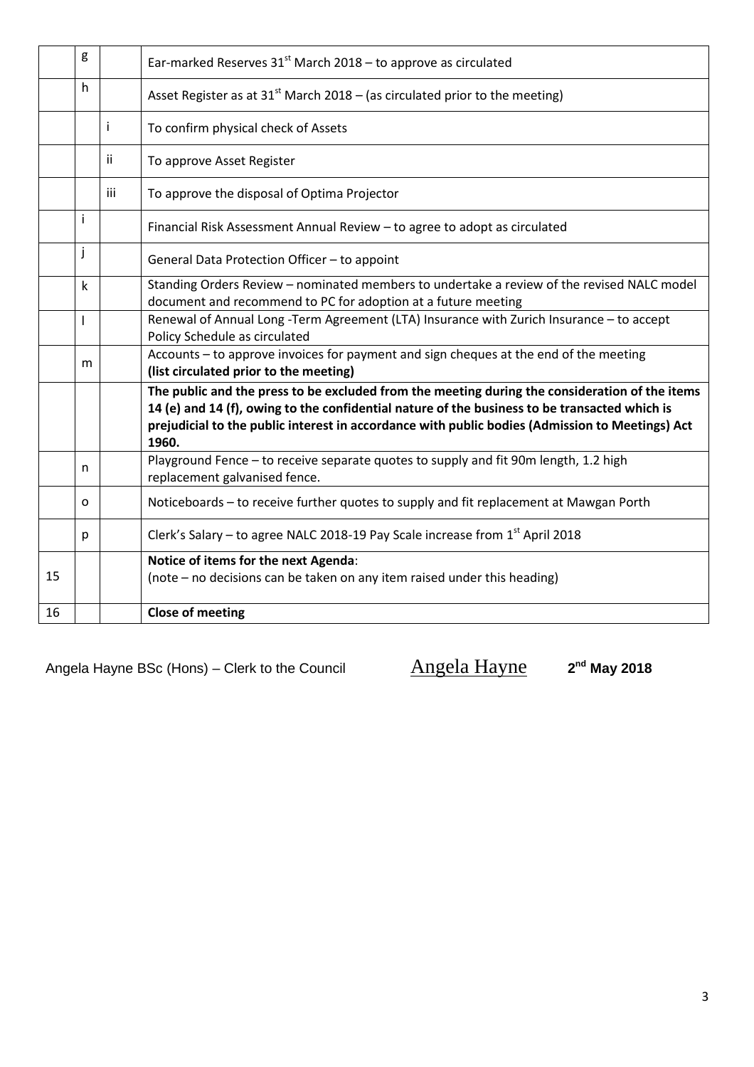| | | | |
|---|---|---|---|
| | g | | Ear-marked Reserves 31st March 2018 – to approve as circulated |
| | h | | Asset Register as at 31st March 2018 – (as circulated prior to the meeting) |
| | | i | To confirm physical check of Assets |
| | | ii | To approve Asset Register |
| | | iii | To approve the disposal of Optima Projector |
| | i | | Financial Risk Assessment Annual Review – to agree to adopt as circulated |
| | j | | General Data Protection Officer – to appoint |
| | k | | Standing Orders Review – nominated members to undertake a review of the revised NALC model document and recommend to PC for adoption at a future meeting |
| | l | | Renewal of Annual Long -Term Agreement (LTA) Insurance with Zurich Insurance – to accept Policy Schedule as circulated |
| | m | | Accounts – to approve invoices for payment and sign cheques at the end of the meeting **(list circulated prior to the meeting)** |
| | | | **The public and the press to be excluded from the meeting during the consideration of the items 14 (e) and 14 (f), owing to the confidential nature of the business to be transacted which is prejudicial to the public interest in accordance with public bodies (Admission to Meetings) Act 1960.** |
| | n | | Playground Fence – to receive separate quotes to supply and fit 90m length, 1.2 high replacement galvanised fence. |
| | o | | Noticeboards – to receive further quotes to supply and fit replacement at Mawgan Porth |
| | p | | Clerk's Salary – to agree NALC 2018-19 Pay Scale increase from 1st April 2018 |
| 15 | | | **Notice of items for the next Agenda**: (note – no decisions can be taken on any item raised under this heading) |
| 16 | | | **Close of meeting** |

Angela Hayne BSc (Hons) – Clerk to the Council Angela Hayne **2nd May 2018**